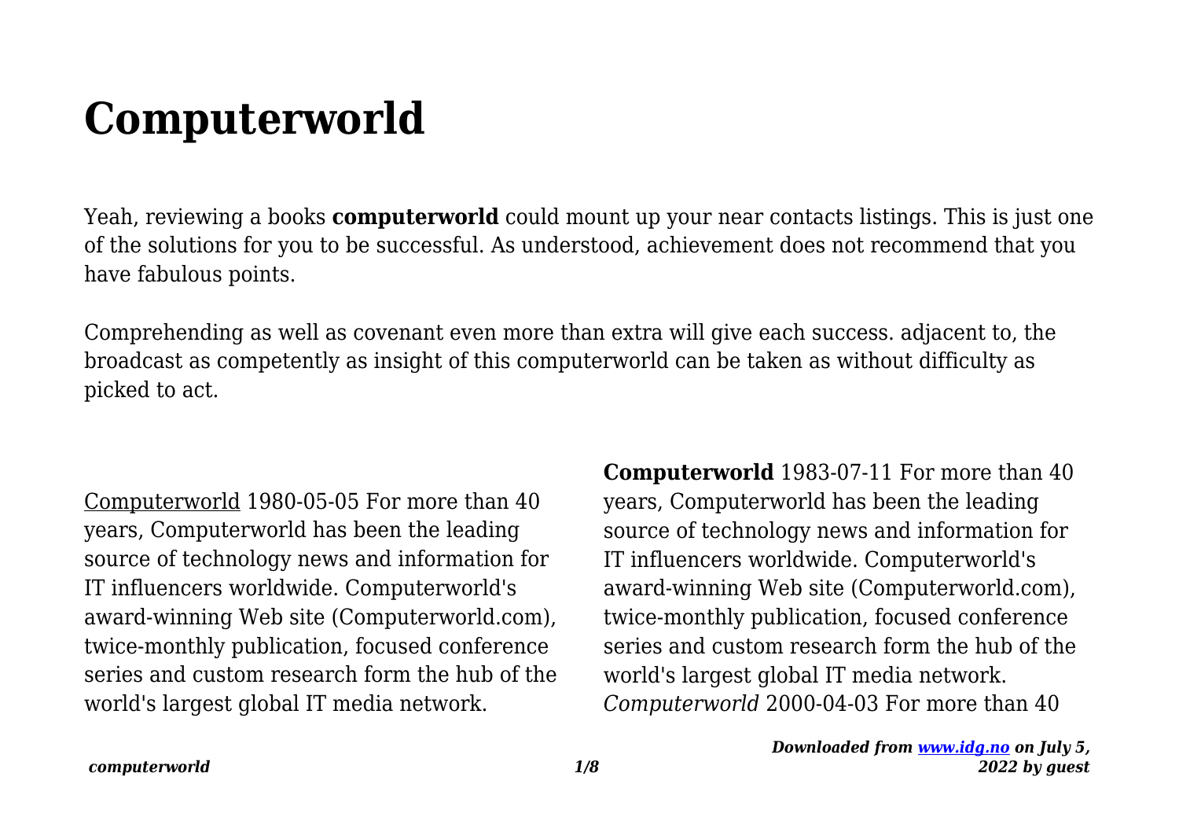# Computerworld

Yeah, reviewing a books **computerworld** could mount up your near contacts listings. This is just one of the solutions for you to be successful. As understood, achievement does not recommend that you have fabulous points.

Comprehending as well as covenant even more than extra will give each success. adjacent to, the broadcast as competently as insight of this computerworld can be taken as without difficulty as picked to act.

Computerworld 1980-05-05 For more than 40 years, Computerworld has been the leading source of technology news and information for IT influencers worldwide. Computerworld's award-winning Web site (Computerworld.com), twice-monthly publication, focused conference series and custom research form the hub of the world's largest global IT media network.

**Computerworld** 1983-07-11 For more than 40 years, Computerworld has been the leading source of technology news and information for IT influencers worldwide. Computerworld's award-winning Web site (Computerworld.com), twice-monthly publication, focused conference series and custom research form the hub of the world's largest global IT media network.

*Computerworld* 2000-04-03 For more than 40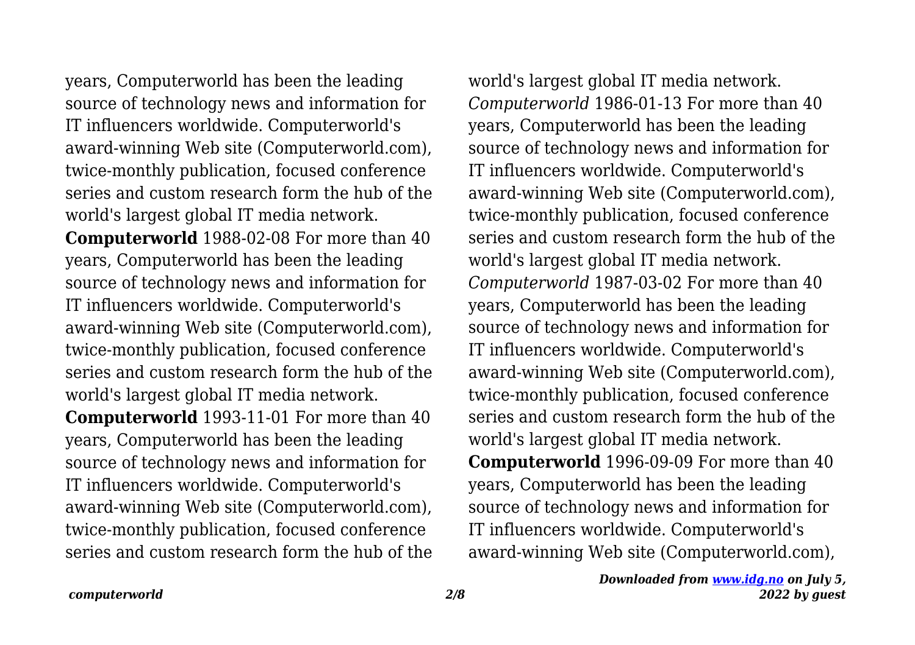years, Computerworld has been the leading source of technology news and information for IT influencers worldwide. Computerworld's award-winning Web site (Computerworld.com), twice-monthly publication, focused conference series and custom research form the hub of the world's largest global IT media network.

**Computerworld** 1988-02-08 For more than 40 years, Computerworld has been the leading source of technology news and information for IT influencers worldwide. Computerworld's award-winning Web site (Computerworld.com), twice-monthly publication, focused conference series and custom research form the hub of the world's largest global IT media network.

**Computerworld** 1993-11-01 For more than 40 years, Computerworld has been the leading source of technology news and information for IT influencers worldwide. Computerworld's award-winning Web site (Computerworld.com), twice-monthly publication, focused conference series and custom research form the hub of the world's largest global IT media network.

*Computerworld* 1986-01-13 For more than 40 years, Computerworld has been the leading source of technology news and information for IT influencers worldwide. Computerworld's award-winning Web site (Computerworld.com), twice-monthly publication, focused conference series and custom research form the hub of the world's largest global IT media network.

*Computerworld* 1987-03-02 For more than 40 years, Computerworld has been the leading source of technology news and information for IT influencers worldwide. Computerworld's award-winning Web site (Computerworld.com), twice-monthly publication, focused conference series and custom research form the hub of the world's largest global IT media network.

**Computerworld** 1996-09-09 For more than 40 years, Computerworld has been the leading source of technology news and information for IT influencers worldwide. Computerworld's award-winning Web site (Computerworld.com),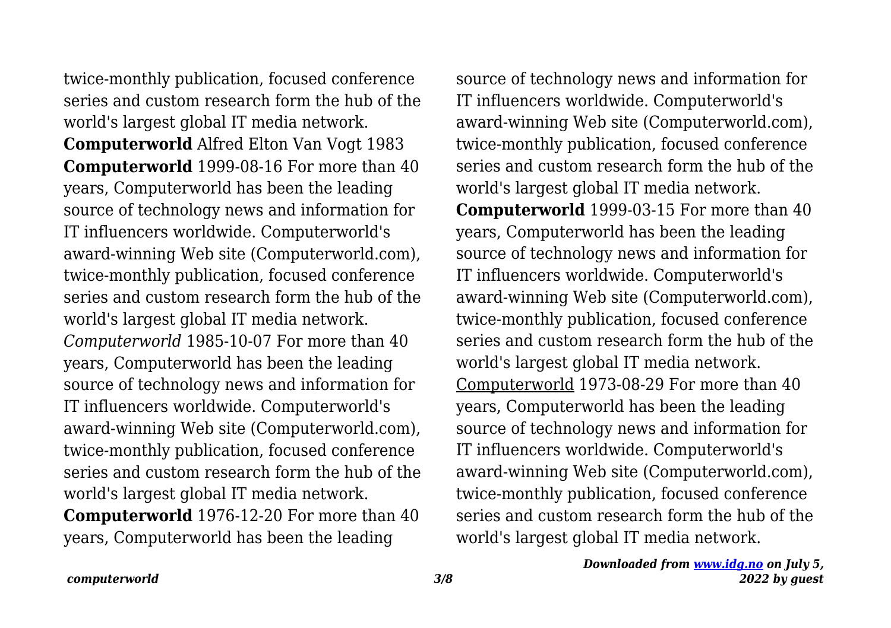twice-monthly publication, focused conference series and custom research form the hub of the world's largest global IT media network.

**Computerworld** Alfred Elton Van Vogt 1983

**Computerworld** 1999-08-16 For more than 40 years, Computerworld has been the leading source of technology news and information for IT influencers worldwide. Computerworld's award-winning Web site (Computerworld.com), twice-monthly publication, focused conference series and custom research form the hub of the world's largest global IT media network.

*Computerworld* 1985-10-07 For more than 40 years, Computerworld has been the leading source of technology news and information for IT influencers worldwide. Computerworld's award-winning Web site (Computerworld.com), twice-monthly publication, focused conference series and custom research form the hub of the world's largest global IT media network.

**Computerworld** 1976-12-20 For more than 40 years, Computerworld has been the leading source of technology news and information for IT influencers worldwide. Computerworld's award-winning Web site (Computerworld.com), twice-monthly publication, focused conference series and custom research form the hub of the world's largest global IT media network.

**Computerworld** 1999-03-15 For more than 40 years, Computerworld has been the leading source of technology news and information for IT influencers worldwide. Computerworld's award-winning Web site (Computerworld.com), twice-monthly publication, focused conference series and custom research form the hub of the world's largest global IT media network.

Computerworld 1973-08-29 For more than 40 years, Computerworld has been the leading source of technology news and information for IT influencers worldwide. Computerworld's award-winning Web site (Computerworld.com), twice-monthly publication, focused conference series and custom research form the hub of the world's largest global IT media network.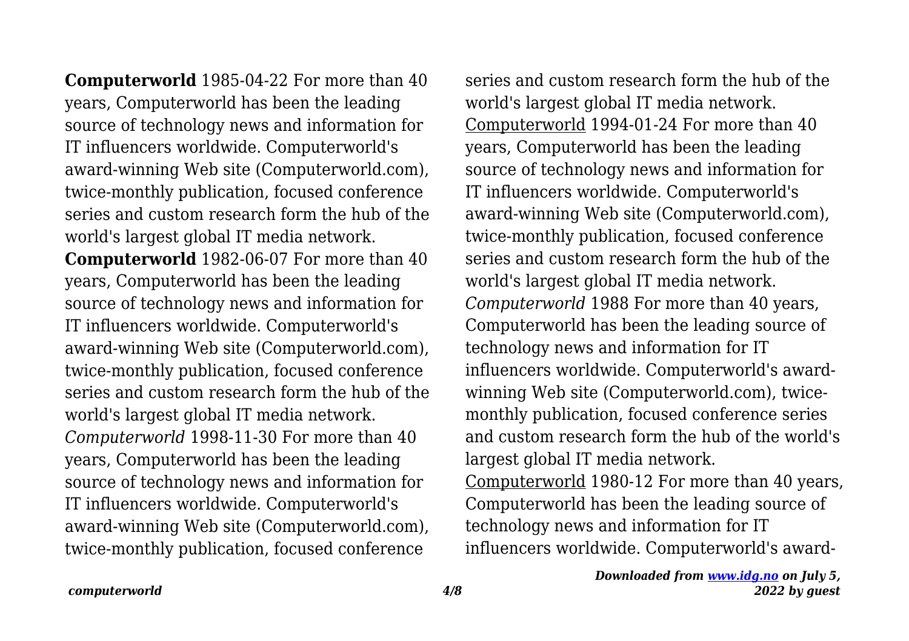**Computerworld** 1985-04-22 For more than 40 years, Computerworld has been the leading source of technology news and information for IT influencers worldwide. Computerworld's award-winning Web site (Computerworld.com), twice-monthly publication, focused conference series and custom research form the hub of the world's largest global IT media network.

**Computerworld** 1982-06-07 For more than 40 years, Computerworld has been the leading source of technology news and information for IT influencers worldwide. Computerworld's award-winning Web site (Computerworld.com), twice-monthly publication, focused conference series and custom research form the hub of the world's largest global IT media network.

*Computerworld* 1998-11-30 For more than 40 years, Computerworld has been the leading source of technology news and information for IT influencers worldwide. Computerworld's award-winning Web site (Computerworld.com), twice-monthly publication, focused conference series and custom research form the hub of the world's largest global IT media network.

Computerworld 1994-01-24 For more than 40 years, Computerworld has been the leading source of technology news and information for IT influencers worldwide. Computerworld's award-winning Web site (Computerworld.com), twice-monthly publication, focused conference series and custom research form the hub of the world's largest global IT media network.

*Computerworld* 1988 For more than 40 years, Computerworld has been the leading source of technology news and information for IT influencers worldwide. Computerworld's award-winning Web site (Computerworld.com), twice-monthly publication, focused conference series and custom research form the hub of the world's largest global IT media network.

Computerworld 1980-12 For more than 40 years, Computerworld has been the leading source of technology news and information for IT influencers worldwide. Computerworld's award-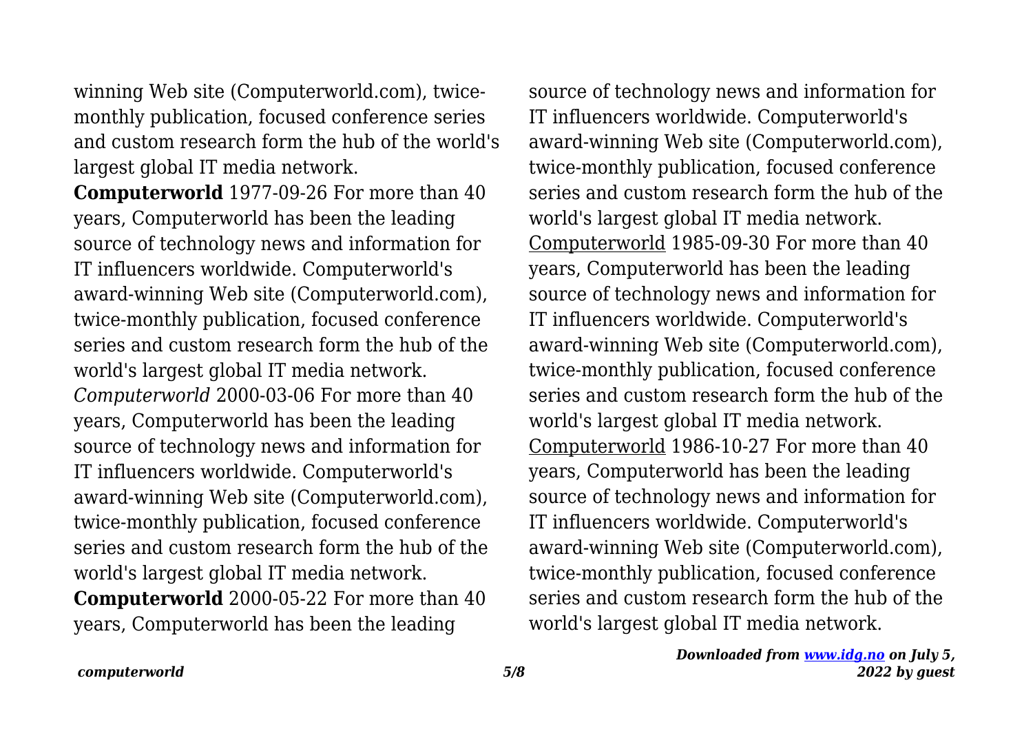winning Web site (Computerworld.com), twice-monthly publication, focused conference series and custom research form the hub of the world's largest global IT media network.

**Computerworld** 1977-09-26 For more than 40 years, Computerworld has been the leading source of technology news and information for IT influencers worldwide. Computerworld's award-winning Web site (Computerworld.com), twice-monthly publication, focused conference series and custom research form the hub of the world's largest global IT media network.

*Computerworld* 2000-03-06 For more than 40 years, Computerworld has been the leading source of technology news and information for IT influencers worldwide. Computerworld's award-winning Web site (Computerworld.com), twice-monthly publication, focused conference series and custom research form the hub of the world's largest global IT media network.

**Computerworld** 2000-05-22 For more than 40 years, Computerworld has been the leading source of technology news and information for IT influencers worldwide. Computerworld's award-winning Web site (Computerworld.com), twice-monthly publication, focused conference series and custom research form the hub of the world's largest global IT media network.

Computerworld 1985-09-30 For more than 40 years, Computerworld has been the leading source of technology news and information for IT influencers worldwide. Computerworld's award-winning Web site (Computerworld.com), twice-monthly publication, focused conference series and custom research form the hub of the world's largest global IT media network.

Computerworld 1986-10-27 For more than 40 years, Computerworld has been the leading source of technology news and information for IT influencers worldwide. Computerworld's award-winning Web site (Computerworld.com), twice-monthly publication, focused conference series and custom research form the hub of the world's largest global IT media network.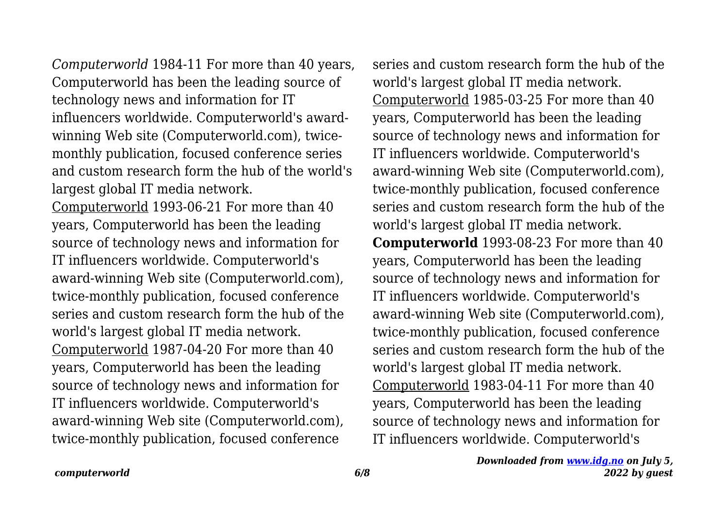*Computerworld* 1984-11 For more than 40 years, Computerworld has been the leading source of technology news and information for IT influencers worldwide. Computerworld's award-winning Web site (Computerworld.com), twice-monthly publication, focused conference series and custom research form the hub of the world's largest global IT media network.

Computerworld 1993-06-21 For more than 40 years, Computerworld has been the leading source of technology news and information for IT influencers worldwide. Computerworld's award-winning Web site (Computerworld.com), twice-monthly publication, focused conference series and custom research form the hub of the world's largest global IT media network.

Computerworld 1987-04-20 For more than 40 years, Computerworld has been the leading source of technology news and information for IT influencers worldwide. Computerworld's award-winning Web site (Computerworld.com), twice-monthly publication, focused conference series and custom research form the hub of the world's largest global IT media network.

Computerworld 1985-03-25 For more than 40 years, Computerworld has been the leading source of technology news and information for IT influencers worldwide. Computerworld's award-winning Web site (Computerworld.com), twice-monthly publication, focused conference series and custom research form the hub of the world's largest global IT media network.

**Computerworld** 1993-08-23 For more than 40 years, Computerworld has been the leading source of technology news and information for IT influencers worldwide. Computerworld's award-winning Web site (Computerworld.com), twice-monthly publication, focused conference series and custom research form the hub of the world's largest global IT media network.

Computerworld 1983-04-11 For more than 40 years, Computerworld has been the leading source of technology news and information for IT influencers worldwide. Computerworld's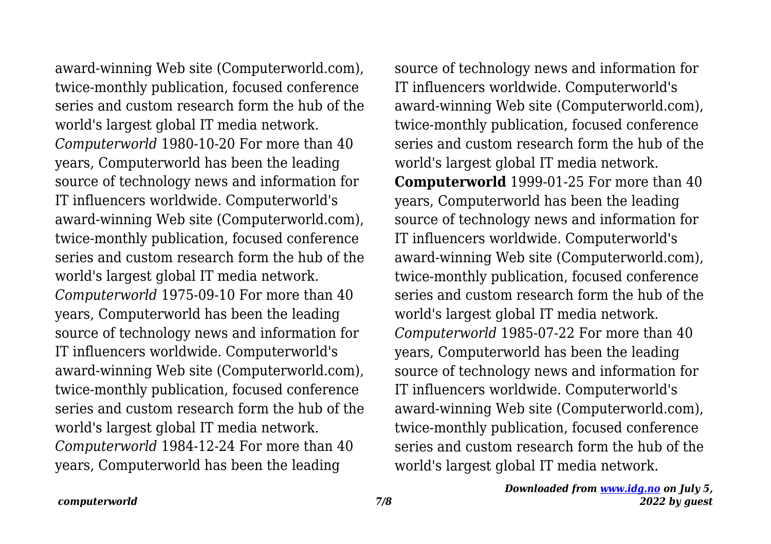award-winning Web site (Computerworld.com), twice-monthly publication, focused conference series and custom research form the hub of the world's largest global IT media network.
*Computerworld* 1980-10-20 For more than 40 years, Computerworld has been the leading source of technology news and information for IT influencers worldwide. Computerworld's award-winning Web site (Computerworld.com), twice-monthly publication, focused conference series and custom research form the hub of the world's largest global IT media network.
*Computerworld* 1975-09-10 For more than 40 years, Computerworld has been the leading source of technology news and information for IT influencers worldwide. Computerworld's award-winning Web site (Computerworld.com), twice-monthly publication, focused conference series and custom research form the hub of the world's largest global IT media network.
*Computerworld* 1984-12-24 For more than 40 years, Computerworld has been the leading source of technology news and information for IT influencers worldwide. Computerworld's award-winning Web site (Computerworld.com), twice-monthly publication, focused conference series and custom research form the hub of the world's largest global IT media network.
**Computerworld** 1999-01-25 For more than 40 years, Computerworld has been the leading source of technology news and information for IT influencers worldwide. Computerworld's award-winning Web site (Computerworld.com), twice-monthly publication, focused conference series and custom research form the hub of the world's largest global IT media network.
*Computerworld* 1985-07-22 For more than 40 years, Computerworld has been the leading source of technology news and information for IT influencers worldwide. Computerworld's award-winning Web site (Computerworld.com), twice-monthly publication, focused conference series and custom research form the hub of the world's largest global IT media network.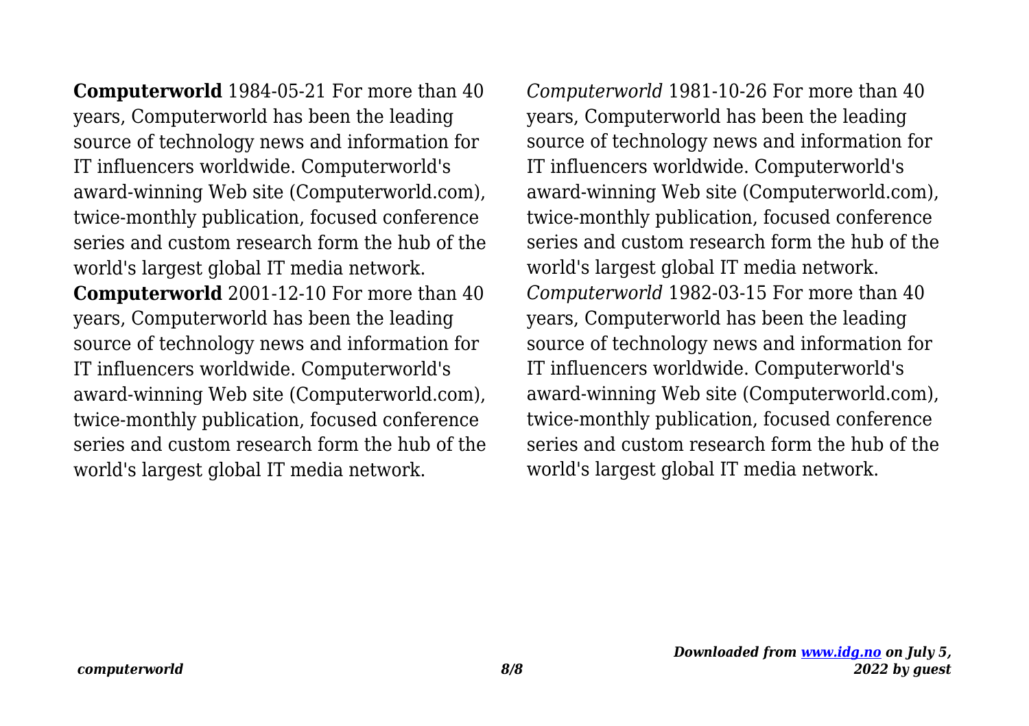**Computerworld** 1984-05-21 For more than 40 years, Computerworld has been the leading source of technology news and information for IT influencers worldwide. Computerworld's award-winning Web site (Computerworld.com), twice-monthly publication, focused conference series and custom research form the hub of the world's largest global IT media network.

**Computerworld** 2001-12-10 For more than 40 years, Computerworld has been the leading source of technology news and information for IT influencers worldwide. Computerworld's award-winning Web site (Computerworld.com), twice-monthly publication, focused conference series and custom research form the hub of the world's largest global IT media network.

*Computerworld* 1981-10-26 For more than 40 years, Computerworld has been the leading source of technology news and information for IT influencers worldwide. Computerworld's award-winning Web site (Computerworld.com), twice-monthly publication, focused conference series and custom research form the hub of the world's largest global IT media network.

*Computerworld* 1982-03-15 For more than 40 years, Computerworld has been the leading source of technology news and information for IT influencers worldwide. Computerworld's award-winning Web site (Computerworld.com), twice-monthly publication, focused conference series and custom research form the hub of the world's largest global IT media network.